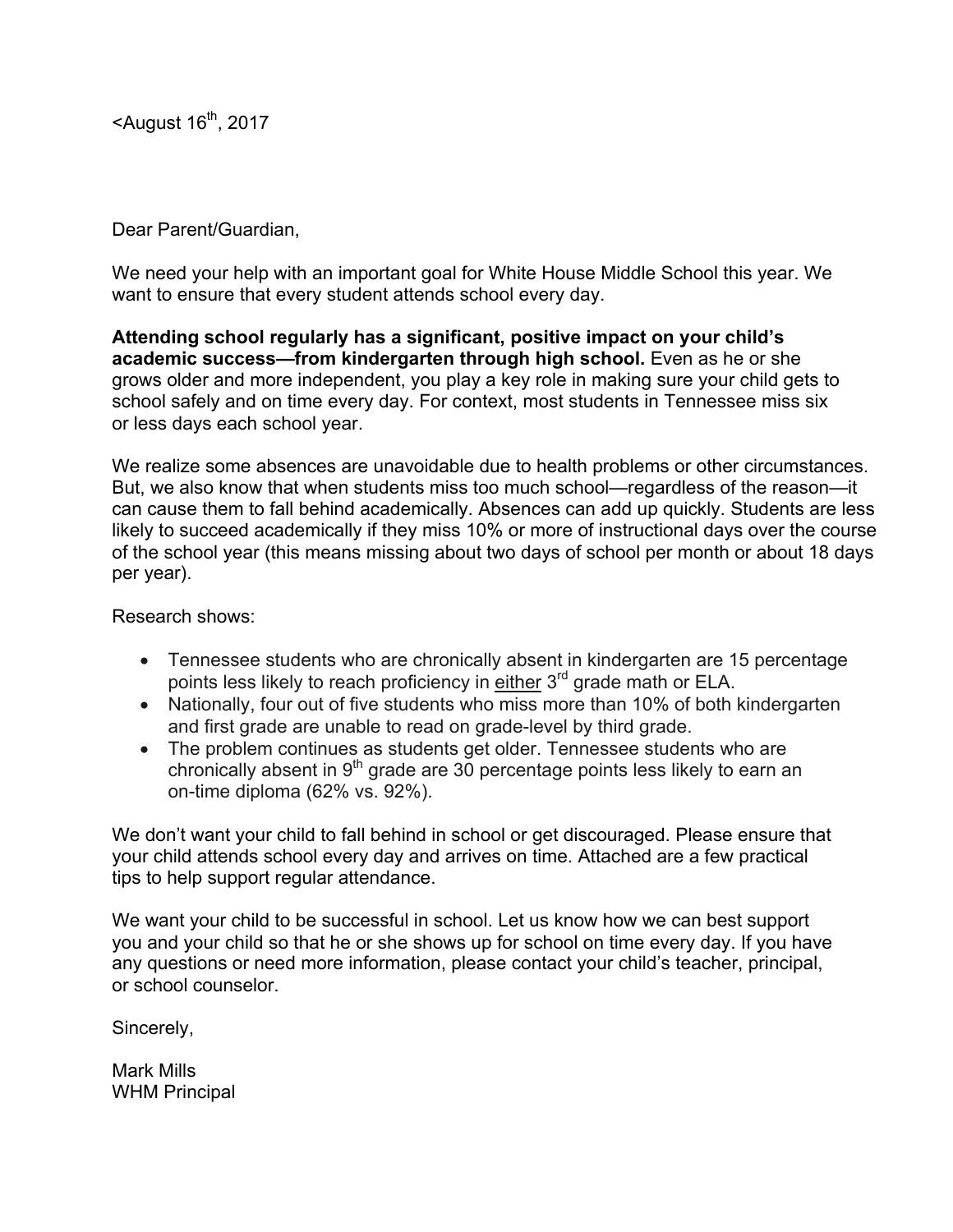<August 16th, 2017

Dear Parent/Guardian,

We need your help with an important goal for White House Middle School this year. We want to ensure that every student attends school every day.

**Attending school regularly has a significant, positive impact on your child's academic success—from kindergarten through high school.** Even as he or she grows older and more independent, you play a key role in making sure your child gets to school safely and on time every day. For context, most students in Tennessee miss six or less days each school year.

We realize some absences are unavoidable due to health problems or other circumstances. But, we also know that when students miss too much school—regardless of the reason—it can cause them to fall behind academically. Absences can add up quickly. Students are less likely to succeed academically if they miss 10% or more of instructional days over the course of the school year (this means missing about two days of school per month or about 18 days per year).

Research shows:

- Tennessee students who are chronically absent in kindergarten are 15 percentage points less likely to reach proficiency in <u>either</u> 3rd grade math or ELA.
- Nationally, four out of five students who miss more than 10% of both kindergarten and first grade are unable to read on grade-level by third grade.
- The problem continues as students get older. Tennessee students who are chronically absent in 9th grade are 30 percentage points less likely to earn an on-time diploma (62% vs. 92%).

We don't want your child to fall behind in school or get discouraged. Please ensure that your child attends school every day and arrives on time. Attached are a few practical tips to help support regular attendance.

We want your child to be successful in school. Let us know how we can best support you and your child so that he or she shows up for school on time every day. If you have any questions or need more information, please contact your child's teacher, principal, or school counselor.

Sincerely,

Mark Mills
WHM Principal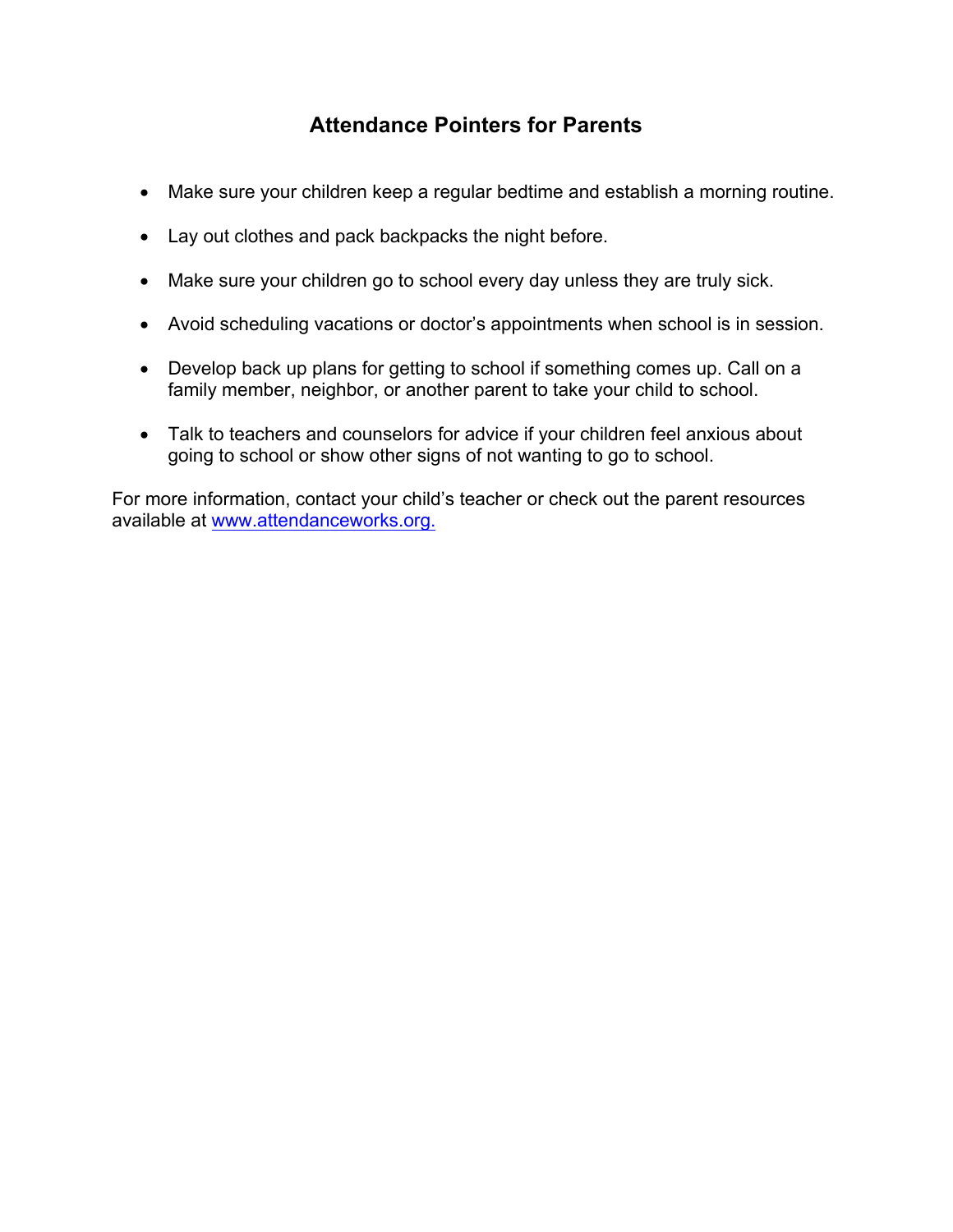## Attendance Pointers for Parents

- Make sure your children keep a regular bedtime and establish a morning routine.
- Lay out clothes and pack backpacks the night before.
- Make sure your children go to school every day unless they are truly sick.
- Avoid scheduling vacations or doctor's appointments when school is in session.
- Develop back up plans for getting to school if something comes up. Call on a family member, neighbor, or another parent to take your child to school.
- Talk to teachers and counselors for advice if your children feel anxious about going to school or show other signs of not wanting to go to school.

For more information, contact your child's teacher or check out the parent resources available at [www.attendanceworks.org.](http://www.attendanceworks.org)